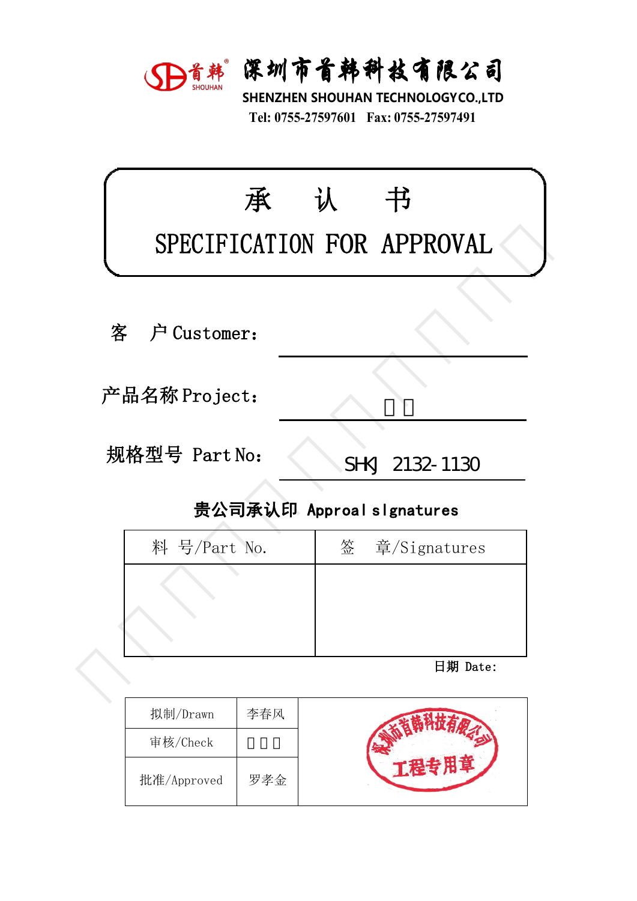深圳市首韩科技有限公司

SHENZHEN SHOUHAN TECHNOLOGY CO.,LTD

Tel: 0755-27597601 Fax: 0755-27597491

# 承　认　书

# SPECIFICATION FOR APPROVAL

客　户 Customer：

产品名称 Project：

规格型号 Part No： SHKJ 2132-1130

**贵公司承认印 Approal slgnatures**

| 料　号/Part No. | 签　章/Signatures |
|---|---|
| | |

日期 Date:

| 拟制/Drawn | 李春风 | 深圳市首韩科技有限公司 工程专用章 |
|---|---|---|
| 审核/Check | | |
| 批准/Approved | 罗孝金 | |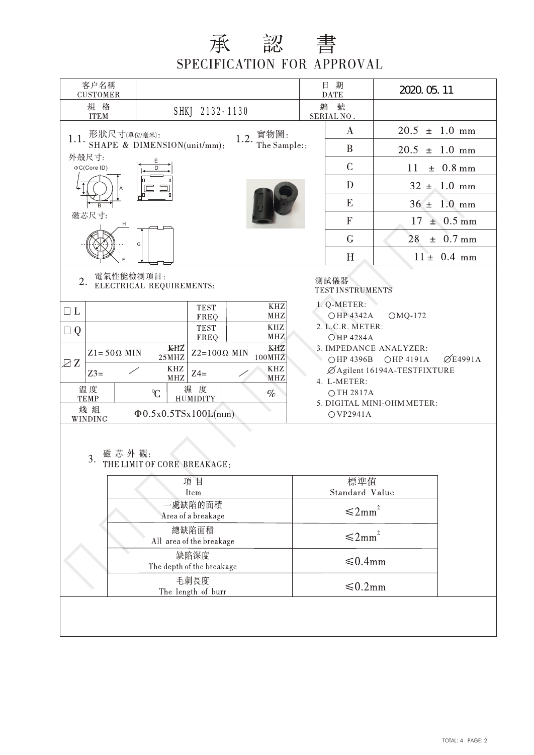# 承 認 書

## SPECIFICATION FOR APPROVAL

| 客户名稱 CUSTOMER | | 日 期 DATE | 2020. 05. 11 |
|---|---|---|---|
| 規 格 ITEM | SHKJ 2132-1130 | 編 號 SERIAL NO. | |

### 1.1. 形狀尺寸(單位/毫米): SHAPE & DIMENSION(unit/mm):

外殼尺寸:

ΦC(Core ID)

磁芯尺寸:

### 1.2. 實物圖: The Sample::

| | |
|---|---|
| A | 20.5 ± 1.0 mm |
| B | 20.5 ± 1.0 mm |
| C | 11 ± 0.8 mm |
| D | 32 ± 1.0 mm |
| E | 36 ± 1.0 mm |
| F | 17 ± 0.5 mm |
| G | 28 ± 0.7 mm |
| H | 11 ± 0.4 mm |

### 2. 電氣性能檢測項目: ELECTRICAL REQUIREMENTS:

| | | | | |
|---|---|---|---|---|
| □ L | | TEST FREQ | KHZ MHZ | |
| □ Q | | TEST FREQ | KHZ MHZ | |
| ☑ Z | Z1= 50Ω MIN | ~~KHZ~~ 25MHZ | Z2=100Ω MIN | ~~KHZ~~ 100MHZ |
| | Z3= / | KHZ MHZ | Z4= / | KHZ MHZ |
| 溫 度 TEMP | ℃ | 濕 度 HUMIDITY | % | |
| 綫 組 WINDING | Φ0.5x0.5TSx100L(mm) | | | |

測試儀器
TEST INSTRUMENTS

1. Q-METER:
   ○HP 4342A ○MQ-172
2. L.C.R. METER:
   ○HP 4284A
3. IMPEDANCE ANALYZER:
   ○HP 4396B ○HP 4191A ⌀E4991A
   ⌀Agilent 16194A-TESTFIXTURE
4. L-METER:
   ○TH 2817A
5. DIGITAL MINI-OHM METER:
   ○VP2941A

### 3. 磁 芯 外 觀: THE LIMIT OF CORE BREAKAGE:

| 項 目 Item | 標準值 Standard Value |
|---|---|
| 一處缺陷的面積 Area of a breakage | ≤2mm² |
| 總缺陷面積 All area of the breakage | ≤2mm² |
| 缺陷深度 The depth of the breakage | ≤0.4mm |
| 毛刺長度 The length of burr | ≤0.2mm |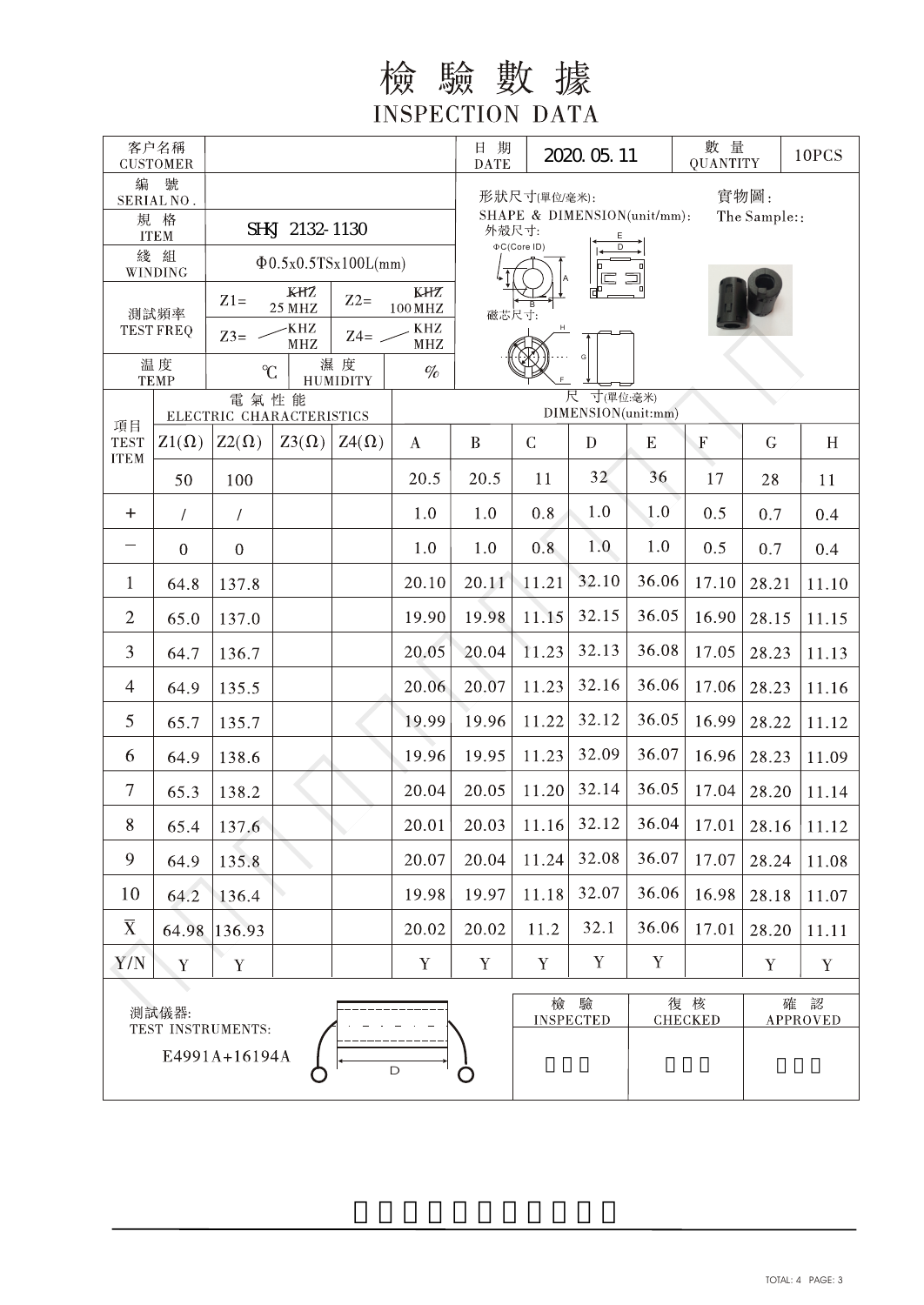# 檢驗數據
## INSPECTION DATA

| 客户名稱 CUSTOMER | | 日期 DATE | 2020. 05. 11 | 數量 QUANTITY | 10PCS |
|---|---|---|---|---|---|
| 編號 SERIAL NO. | | 形狀尺寸(單位/毫米): SHAPE & DIMENSION(unit/mm): | | 實物圖: The Sample:: | |
| 規格 ITEM | SHKJ 2132-1130 | 外殼尺寸: | | | |
| 綫組 WINDING | Φ0.5x0.5TSx100L(mm) | | | | |
| 測試頻率 TEST FREQ | Z1= 25 MHZ; Z2= 100 MHZ; Z3= KHZ/MHZ; Z4= KHZ/MHZ | 磁芯尺寸: | | | |
| 溫度 TEMP | ℃; 濕度 HUMIDITY %  | | | | |

| 項目 TEST ITEM | Z1(Ω) | Z2(Ω) | Z3(Ω) | Z4(Ω) | A | B | C | D | E | F | G | H |
|---|---|---|---|---|---|---|---|---|---|---|---|---|
| | 50 | 100 | | | 20.5 | 20.5 | 11 | 32 | 36 | 17 | 28 | 11 |
| + | / | / | | | 1.0 | 1.0 | 0.8 | 1.0 | 1.0 | 0.5 | 0.7 | 0.4 |
| − | 0 | 0 | | | 1.0 | 1.0 | 0.8 | 1.0 | 1.0 | 0.5 | 0.7 | 0.4 |
| 1 | 64.8 | 137.8 | | | 20.10 | 20.11 | 11.21 | 32.10 | 36.06 | 17.10 | 28.21 | 11.10 |
| 2 | 65.0 | 137.0 | | | 19.90 | 19.98 | 11.15 | 32.15 | 36.05 | 16.90 | 28.15 | 11.15 |
| 3 | 64.7 | 136.7 | | | 20.05 | 20.04 | 11.23 | 32.13 | 36.08 | 17.05 | 28.23 | 11.13 |
| 4 | 64.9 | 135.5 | | | 20.06 | 20.07 | 11.23 | 32.16 | 36.06 | 17.06 | 28.23 | 11.16 |
| 5 | 65.7 | 135.7 | | | 19.99 | 19.96 | 11.22 | 32.12 | 36.05 | 16.99 | 28.22 | 11.12 |
| 6 | 64.9 | 138.6 | | | 19.96 | 19.95 | 11.23 | 32.09 | 36.07 | 16.96 | 28.23 | 11.09 |
| 7 | 65.3 | 138.2 | | | 20.04 | 20.05 | 11.20 | 32.14 | 36.05 | 17.04 | 28.20 | 11.14 |
| 8 | 65.4 | 137.6 | | | 20.01 | 20.03 | 11.16 | 32.12 | 36.04 | 17.01 | 28.16 | 11.12 |
| 9 | 64.9 | 135.8 | | | 20.07 | 20.04 | 11.24 | 32.08 | 36.07 | 17.07 | 28.24 | 11.08 |
| 10 | 64.2 | 136.4 | | | 19.98 | 19.97 | 11.18 | 32.07 | 36.06 | 16.98 | 28.18 | 11.07 |
| $\overline{X}$ | 64.98 | 136.93 | | | 20.02 | 20.02 | 11.2 | 32.1 | 36.06 | 17.01 | 28.20 | 11.11 |
| Y/N | Y | Y | | | Y | Y | Y | Y | Y | | Y | Y |

測試儀器: TEST INSTRUMENTS:

E4991A+16194A

| 檢驗 INSPECTED | 復核 CHECKED | 確認 APPROVED |
|---|---|---|
| | | |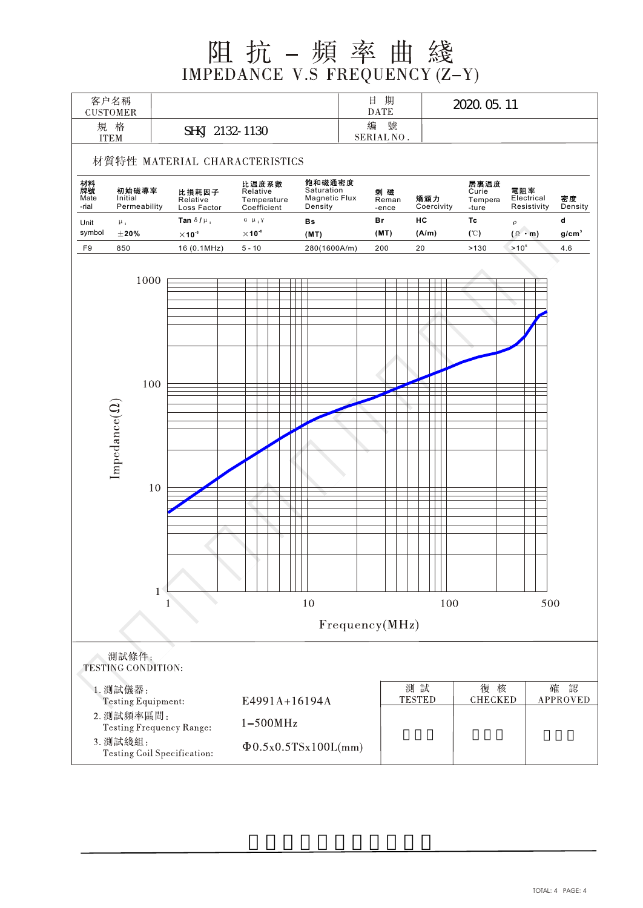# 阻 抗 – 頻 率 曲 綫

# IMPEDANCE V.S FREQUENCY (Z–Y)

| 客户名稱 CUSTOMER | | 日 期 DATE | 2020. 05. 11 |
|---|---|---|---|
| 規 格 ITEM | SHKJ 2132-1130 | 編 號 SERIAL NO. | |

材質特性 MATERIAL CHARACTERISTICS

| 材料牌號 Material | 初始磁導率 Initial Permeability | 比損耗因子 Relative Loss Factor | 比溫度系數 Relative Temperature Coefficient | 飽和磁通密度 Saturation Magnetic Flux Density | 剩 磁 Remanence | 矯頑力 Coercivity | 居裏溫度 Curie Temperature | 電阻率 Electrical Resistivity | 密度 Density |
|---|---|---|---|---|---|---|---|---|---|
| Unit symbol | $\mu_i$ ±20% | Tan $\delta/\mu_i$ $\times 10^{-6}$ | $\alpha\ \mu_i Y$ $\times 10^{-6}$ | Bs (MT) | Br (MT) | HC (A/m) | Tc (℃) | $\rho$ ($\Omega\cdot$m) | d g/cm$^3$ |
| F9 | 850 | 16 (0.1MHz) | 5 - 10 | 280(1600A/m) | 200 | 20 | >130 | >10$^5$ | 4.6 |

Impedance(Ω)

1000

100

10

1

1

10

100

500

Frequency(MHz)

測試條件:
TESTING CONDITION:

1. 測試儀器:
   Testing Equipment: E4991A+16194A
2. 測試頻率區間:
   Testing Frequency Range: 1–500MHz
3. 測試綫組:
   Testing Coil Specification: Φ0.5x0.5TSx100L(mm)

| 測 試 TESTED | 復 核 CHECKED | 確 認 APPROVED |
|---|---|---|
| | | |